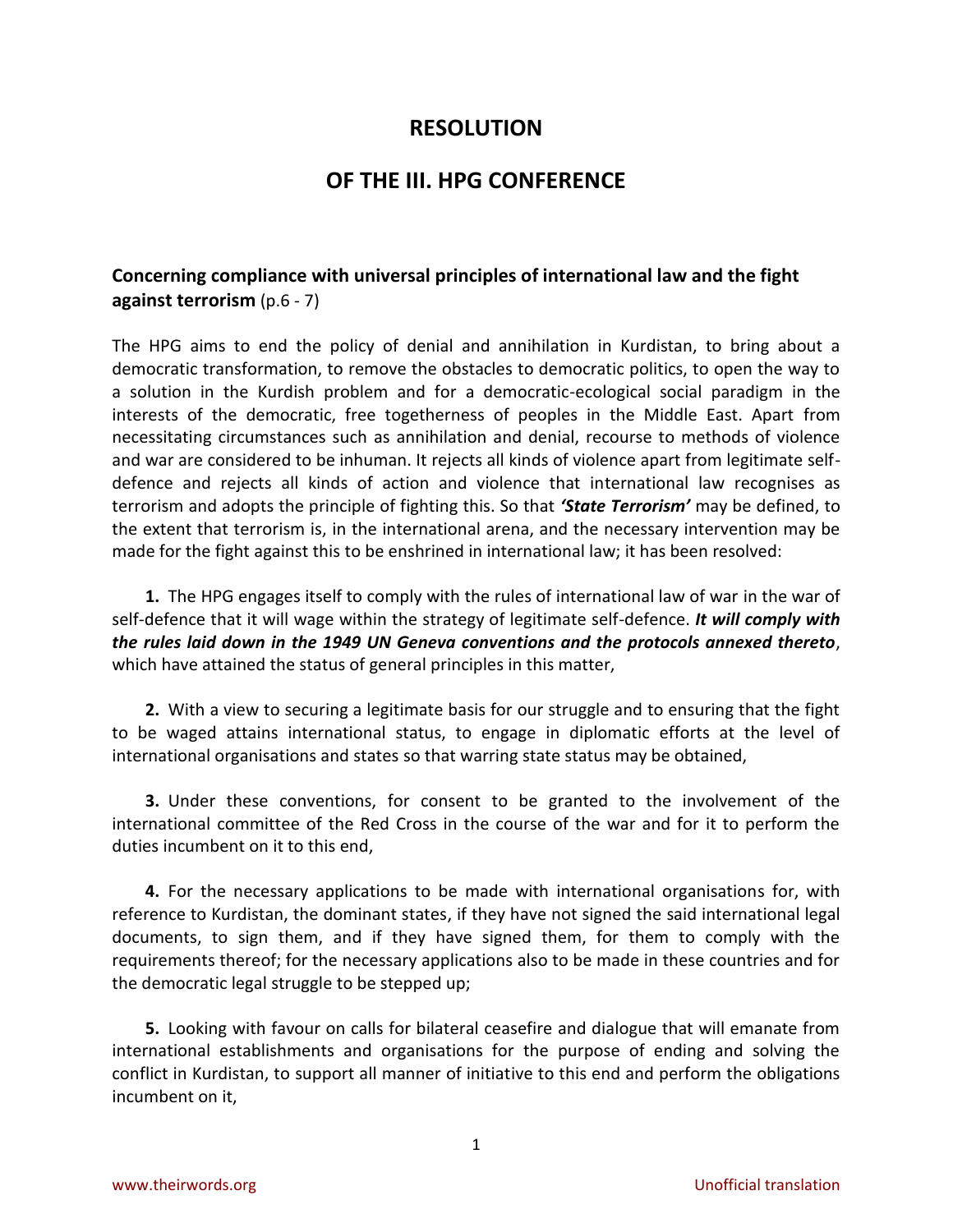# RESOLUTION

# OF THE III. HPG CONFERENCE

### **Concerning compliance with universal principles of international law and the fight against terrorism** (p.6 - 7)

The HPG aims to end the policy of denial and annihilation in Kurdistan, to bring about a democratic transformation, to remove the obstacles to democratic politics, to open the way to a solution in the Kurdish problem and for a democratic-ecological social paradigm in the interests of the democratic, free togetherness of peoples in the Middle East. Apart from necessitating circumstances such as annihilation and denial, recourse to methods of violence and war are considered to be inhuman. It rejects all kinds of violence apart from legitimate self-defence and rejects all kinds of action and violence that international law recognises as terrorism and adopts the principle of fighting this. So that ***'State Terrorism'*** may be defined, to the extent that terrorism is, in the international arena, and the necessary intervention may be made for the fight against this to be enshrined in international law; it has been resolved:

**1.** The HPG engages itself to comply with the rules of international law of war in the war of self-defence that it will wage within the strategy of legitimate self-defence. ***It will comply with the rules laid down in the 1949 UN Geneva conventions and the protocols annexed thereto***, which have attained the status of general principles in this matter,

**2.** With a view to securing a legitimate basis for our struggle and to ensuring that the fight to be waged attains international status, to engage in diplomatic efforts at the level of international organisations and states so that warring state status may be obtained,

**3.** Under these conventions, for consent to be granted to the involvement of the international committee of the Red Cross in the course of the war and for it to perform the duties incumbent on it to this end,

**4.** For the necessary applications to be made with international organisations for, with reference to Kurdistan, the dominant states, if they have not signed the said international legal documents, to sign them, and if they have signed them, for them to comply with the requirements thereof; for the necessary applications also to be made in these countries and for the democratic legal struggle to be stepped up;

**5.** Looking with favour on calls for bilateral ceasefire and dialogue that will emanate from international establishments and organisations for the purpose of ending and solving the conflict in Kurdistan, to support all manner of initiative to this end and perform the obligations incumbent on it,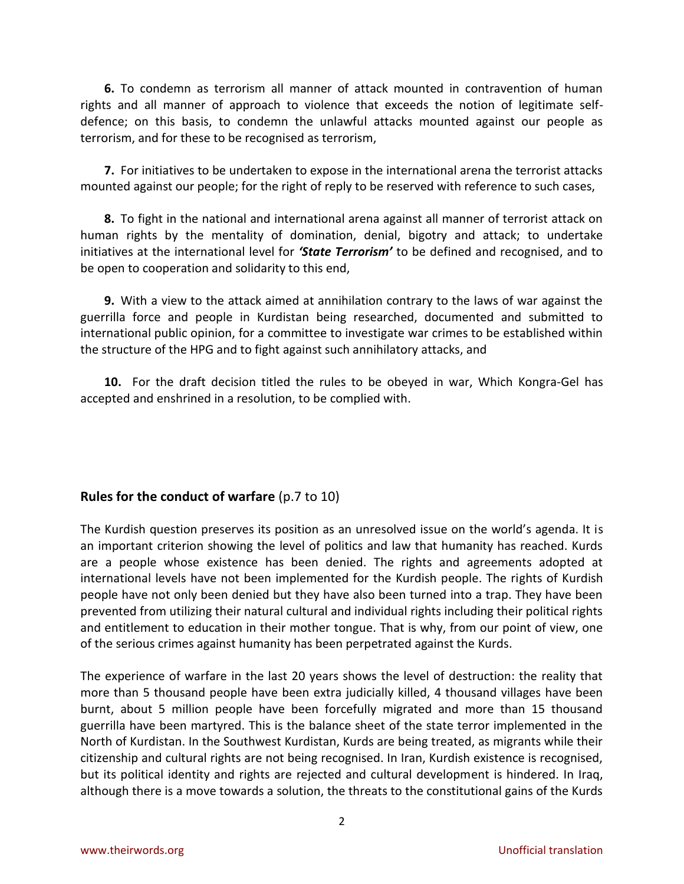**6.** To condemn as terrorism all manner of attack mounted in contravention of human rights and all manner of approach to violence that exceeds the notion of legitimate self-defence; on this basis, to condemn the unlawful attacks mounted against our people as terrorism, and for these to be recognised as terrorism,

**7.** For initiatives to be undertaken to expose in the international arena the terrorist attacks mounted against our people; for the right of reply to be reserved with reference to such cases,

**8.** To fight in the national and international arena against all manner of terrorist attack on human rights by the mentality of domination, denial, bigotry and attack; to undertake initiatives at the international level for ***'State Terrorism'*** to be defined and recognised, and to be open to cooperation and solidarity to this end,

**9.** With a view to the attack aimed at annihilation contrary to the laws of war against the guerrilla force and people in Kurdistan being researched, documented and submitted to international public opinion, for a committee to investigate war crimes to be established within the structure of the HPG and to fight against such annihilatory attacks, and

**10.** For the draft decision titled the rules to be obeyed in war, Which Kongra-Gel has accepted and enshrined in a resolution, to be complied with.

**Rules for the conduct of warfare** (p.7 to 10)

The Kurdish question preserves its position as an unresolved issue on the world's agenda. It is an important criterion showing the level of politics and law that humanity has reached. Kurds are a people whose existence has been denied. The rights and agreements adopted at international levels have not been implemented for the Kurdish people. The rights of Kurdish people have not only been denied but they have also been turned into a trap. They have been prevented from utilizing their natural cultural and individual rights including their political rights and entitlement to education in their mother tongue. That is why, from our point of view, one of the serious crimes against humanity has been perpetrated against the Kurds.

The experience of warfare in the last 20 years shows the level of destruction: the reality that more than 5 thousand people have been extra judicially killed, 4 thousand villages have been burnt, about 5 million people have been forcefully migrated and more than 15 thousand guerrilla have been martyred. This is the balance sheet of the state terror implemented in the North of Kurdistan. In the Southwest Kurdistan, Kurds are being treated, as migrants while their citizenship and cultural rights are not being recognised. In Iran, Kurdish existence is recognised, but its political identity and rights are rejected and cultural development is hindered. In Iraq, although there is a move towards a solution, the threats to the constitutional gains of the Kurds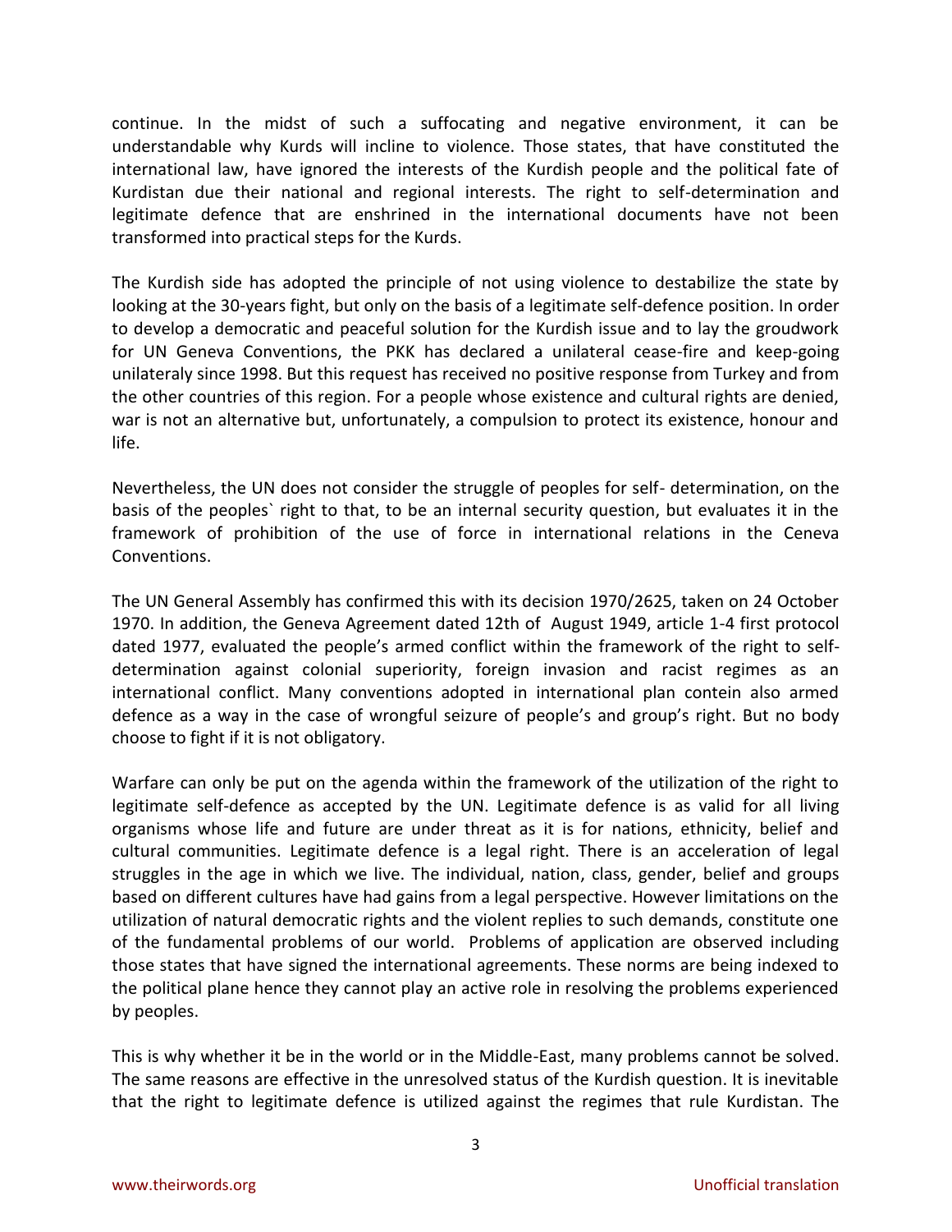continue. In the midst of such a suffocating and negative environment, it can be understandable why Kurds will incline to violence. Those states, that have constituted the international law, have ignored the interests of the Kurdish people and the political fate of Kurdistan due their national and regional interests. The right to self-determination and legitimate defence that are enshrined in the international documents have not been transformed into practical steps for the Kurds.

The Kurdish side has adopted the principle of not using violence to destabilize the state by looking at the 30-years fight, but only on the basis of a legitimate self-defence position. In order to develop a democratic and peaceful solution for the Kurdish issue and to lay the groudwork for UN Geneva Conventions, the PKK has declared a unilateral cease-fire and keep-going unilateraly since 1998. But this request has received no positive response from Turkey and from the other countries of this region. For a people whose existence and cultural rights are denied, war is not an alternative but, unfortunately, a compulsion to protect its existence, honour and life.

Nevertheless, the UN does not consider the struggle of peoples for self- determination, on the basis of the peoples` right to that, to be an internal security question, but evaluates it in the framework of prohibition of the use of force in international relations in the Ceneva Conventions.

The UN General Assembly has confirmed this with its decision 1970/2625, taken on 24 October 1970. In addition, the Geneva Agreement dated 12th of August 1949, article 1-4 first protocol dated 1977, evaluated the people's armed conflict within the framework of the right to self-determination against colonial superiority, foreign invasion and racist regimes as an international conflict. Many conventions adopted in international plan contein also armed defence as a way in the case of wrongful seizure of people's and group's right. But no body choose to fight if it is not obligatory.

Warfare can only be put on the agenda within the framework of the utilization of the right to legitimate self-defence as accepted by the UN. Legitimate defence is as valid for all living organisms whose life and future are under threat as it is for nations, ethnicity, belief and cultural communities. Legitimate defence is a legal right. There is an acceleration of legal struggles in the age in which we live. The individual, nation, class, gender, belief and groups based on different cultures have had gains from a legal perspective. However limitations on the utilization of natural democratic rights and the violent replies to such demands, constitute one of the fundamental problems of our world. Problems of application are observed including those states that have signed the international agreements. These norms are being indexed to the political plane hence they cannot play an active role in resolving the problems experienced by peoples.

This is why whether it be in the world or in the Middle-East, many problems cannot be solved. The same reasons are effective in the unresolved status of the Kurdish question. It is inevitable that the right to legitimate defence is utilized against the regimes that rule Kurdistan. The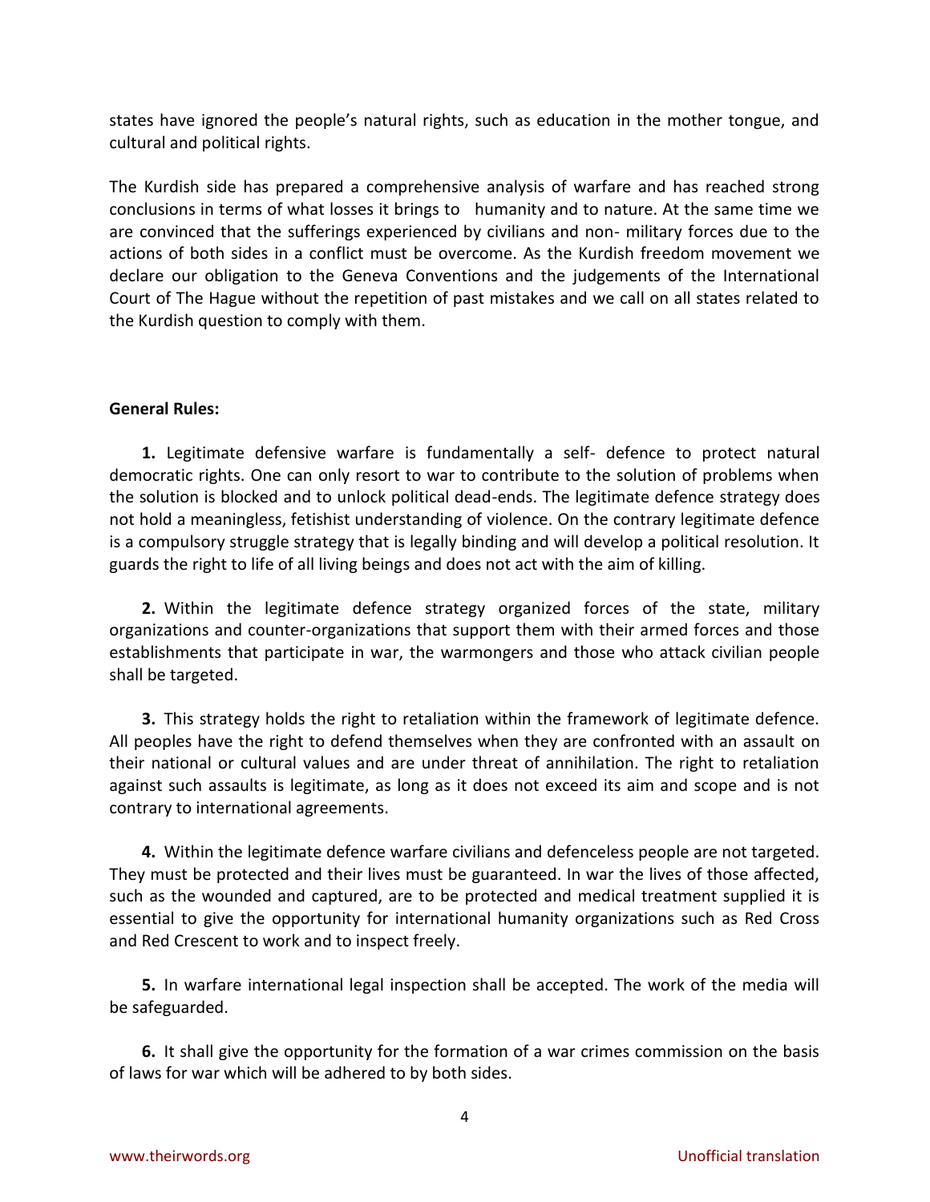states have ignored the people's natural rights, such as education in the mother tongue, and cultural and political rights.

The Kurdish side has prepared a comprehensive analysis of warfare and has reached strong conclusions in terms of what losses it brings to humanity and to nature. At the same time we are convinced that the sufferings experienced by civilians and non- military forces due to the actions of both sides in a conflict must be overcome. As the Kurdish freedom movement we declare our obligation to the Geneva Conventions and the judgements of the International Court of The Hague without the repetition of past mistakes and we call on all states related to the Kurdish question to comply with them.

**General Rules:**

**1.** Legitimate defensive warfare is fundamentally a self- defence to protect natural democratic rights. One can only resort to war to contribute to the solution of problems when the solution is blocked and to unlock political dead-ends. The legitimate defence strategy does not hold a meaningless, fetishist understanding of violence. On the contrary legitimate defence is a compulsory struggle strategy that is legally binding and will develop a political resolution. It guards the right to life of all living beings and does not act with the aim of killing.

**2.** Within the legitimate defence strategy organized forces of the state, military organizations and counter-organizations that support them with their armed forces and those establishments that participate in war, the warmongers and those who attack civilian people shall be targeted.

**3.** This strategy holds the right to retaliation within the framework of legitimate defence. All peoples have the right to defend themselves when they are confronted with an assault on their national or cultural values and are under threat of annihilation. The right to retaliation against such assaults is legitimate, as long as it does not exceed its aim and scope and is not contrary to international agreements.

**4.** Within the legitimate defence warfare civilians and defenceless people are not targeted. They must be protected and their lives must be guaranteed. In war the lives of those affected, such as the wounded and captured, are to be protected and medical treatment supplied it is essential to give the opportunity for international humanity organizations such as Red Cross and Red Crescent to work and to inspect freely.

**5.** In warfare international legal inspection shall be accepted. The work of the media will be safeguarded.

**6.** It shall give the opportunity for the formation of a war crimes commission on the basis of laws for war which will be adhered to by both sides.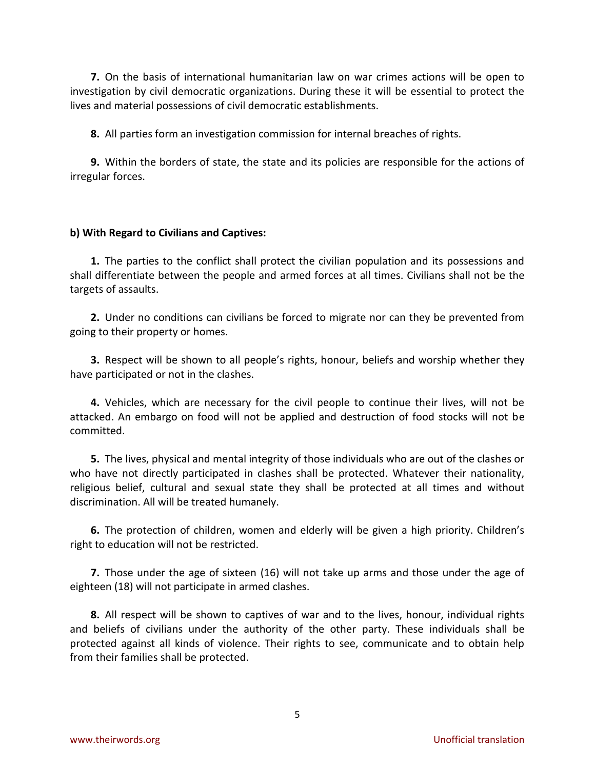**7.** On the basis of international humanitarian law on war crimes actions will be open to investigation by civil democratic organizations. During these it will be essential to protect the lives and material possessions of civil democratic establishments.

**8.** All parties form an investigation commission for internal breaches of rights.

**9.** Within the borders of state, the state and its policies are responsible for the actions of irregular forces.

**b) With Regard to Civilians and Captives:**

**1.** The parties to the conflict shall protect the civilian population and its possessions and shall differentiate between the people and armed forces at all times. Civilians shall not be the targets of assaults.

**2.** Under no conditions can civilians be forced to migrate nor can they be prevented from going to their property or homes.

**3.** Respect will be shown to all people's rights, honour, beliefs and worship whether they have participated or not in the clashes.

**4.** Vehicles, which are necessary for the civil people to continue their lives, will not be attacked. An embargo on food will not be applied and destruction of food stocks will not be committed.

**5.** The lives, physical and mental integrity of those individuals who are out of the clashes or who have not directly participated in clashes shall be protected. Whatever their nationality, religious belief, cultural and sexual state they shall be protected at all times and without discrimination. All will be treated humanely.

**6.** The protection of children, women and elderly will be given a high priority. Children's right to education will not be restricted.

**7.** Those under the age of sixteen (16) will not take up arms and those under the age of eighteen (18) will not participate in armed clashes.

**8.** All respect will be shown to captives of war and to the lives, honour, individual rights and beliefs of civilians under the authority of the other party. These individuals shall be protected against all kinds of violence. Their rights to see, communicate and to obtain help from their families shall be protected.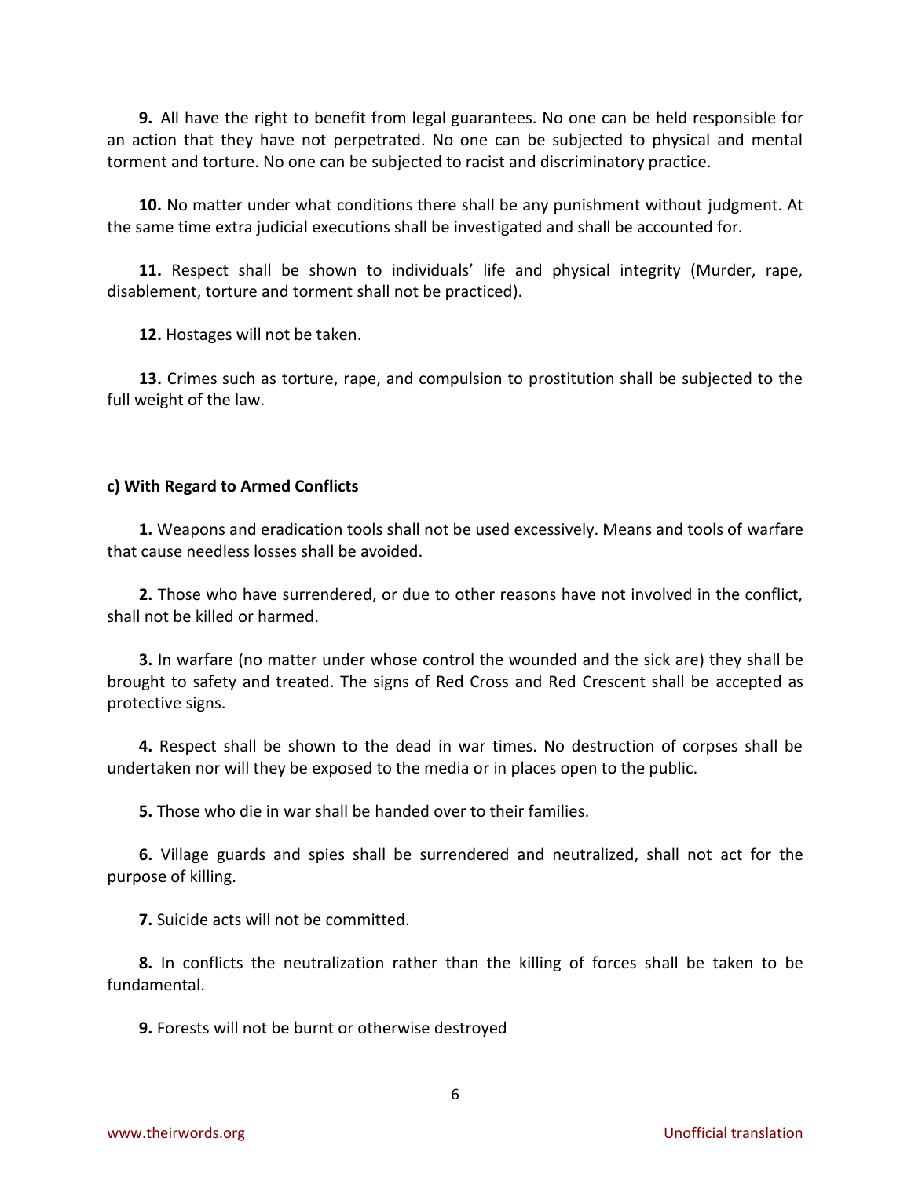**9.** All have the right to benefit from legal guarantees. No one can be held responsible for an action that they have not perpetrated. No one can be subjected to physical and mental torment and torture. No one can be subjected to racist and discriminatory practice.

**10.** No matter under what conditions there shall be any punishment without judgment. At the same time extra judicial executions shall be investigated and shall be accounted for.

**11.** Respect shall be shown to individuals' life and physical integrity (Murder, rape, disablement, torture and torment shall not be practiced).

**12.** Hostages will not be taken.

**13.** Crimes such as torture, rape, and compulsion to prostitution shall be subjected to the full weight of the law.

**c) With Regard to Armed Conflicts**

**1.** Weapons and eradication tools shall not be used excessively. Means and tools of warfare that cause needless losses shall be avoided.

**2.** Those who have surrendered, or due to other reasons have not involved in the conflict, shall not be killed or harmed.

**3.** In warfare (no matter under whose control the wounded and the sick are) they shall be brought to safety and treated. The signs of Red Cross and Red Crescent shall be accepted as protective signs.

**4.** Respect shall be shown to the dead in war times. No destruction of corpses shall be undertaken nor will they be exposed to the media or in places open to the public.

**5.** Those who die in war shall be handed over to their families.

**6.** Village guards and spies shall be surrendered and neutralized, shall not act for the purpose of killing.

**7.** Suicide acts will not be committed.

**8.** In conflicts the neutralization rather than the killing of forces shall be taken to be fundamental.

**9.** Forests will not be burnt or otherwise destroyed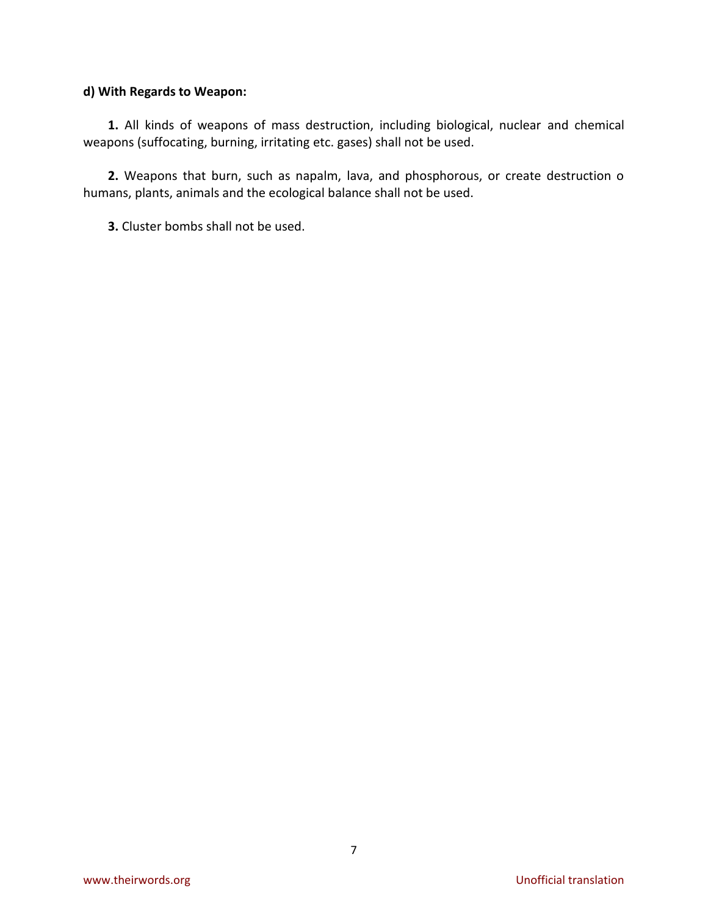**d) With Regards to Weapon:**

**1.** All kinds of weapons of mass destruction, including biological, nuclear and chemical weapons (suffocating, burning, irritating etc. gases) shall not be used.

**2.** Weapons that burn, such as napalm, lava, and phosphorous, or create destruction o humans, plants, animals and the ecological balance shall not be used.

**3.** Cluster bombs shall not be used.